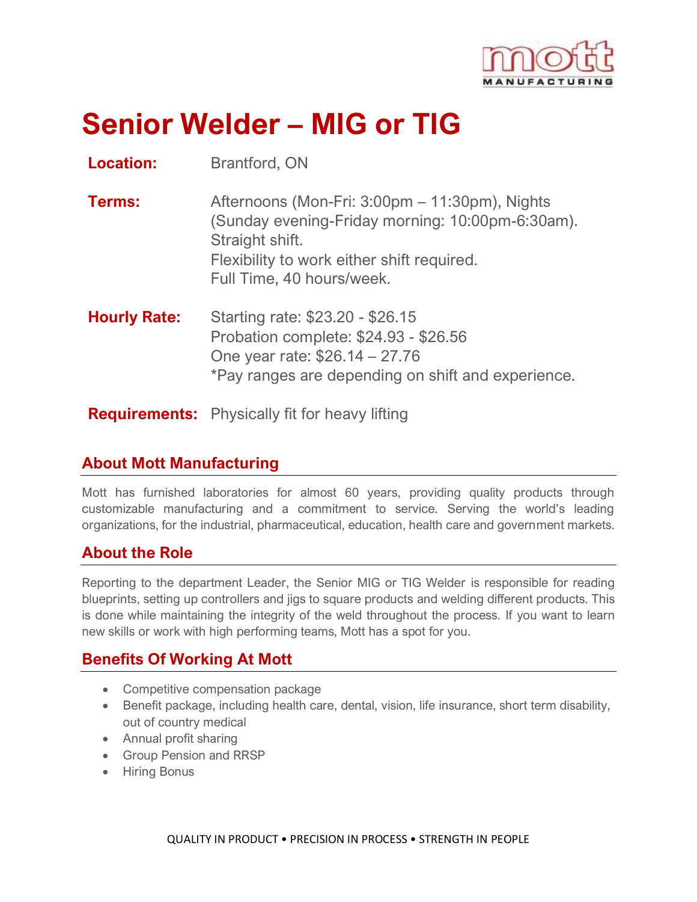# Senior Welder – MIG or TIG

**Location:** Brantford, ON

**Terms:** Afternoons (Mon-Fri: 3:00pm – 11:30pm), Nights (Sunday evening-Friday morning: 10:00pm-6:30am).
Straight shift.
Flexibility to work either shift required.
Full Time, 40 hours/week.

**Hourly Rate:** Starting rate: $23.20 - $26.15
Probation complete: $24.93 - $26.56
One year rate: $26.14 – 27.76
*Pay ranges are depending on shift and experience.

**Requirements:** Physically fit for heavy lifting

## About Mott Manufacturing

Mott has furnished laboratories for almost 60 years, providing quality products through customizable manufacturing and a commitment to service. Serving the world's leading organizations, for the industrial, pharmaceutical, education, health care and government markets.

## About the Role

Reporting to the department Leader, the Senior MIG or TIG Welder is responsible for reading blueprints, setting up controllers and jigs to square products and welding different products. This is done while maintaining the integrity of the weld throughout the process. If you want to learn new skills or work with high performing teams, Mott has a spot for you.

## Benefits Of Working At Mott

- Competitive compensation package
- Benefit package, including health care, dental, vision, life insurance, short term disability, out of country medical
- Annual profit sharing
- Group Pension and RRSP
- Hiring Bonus

QUALITY IN PRODUCT • PRECISION IN PROCESS • STRENGTH IN PEOPLE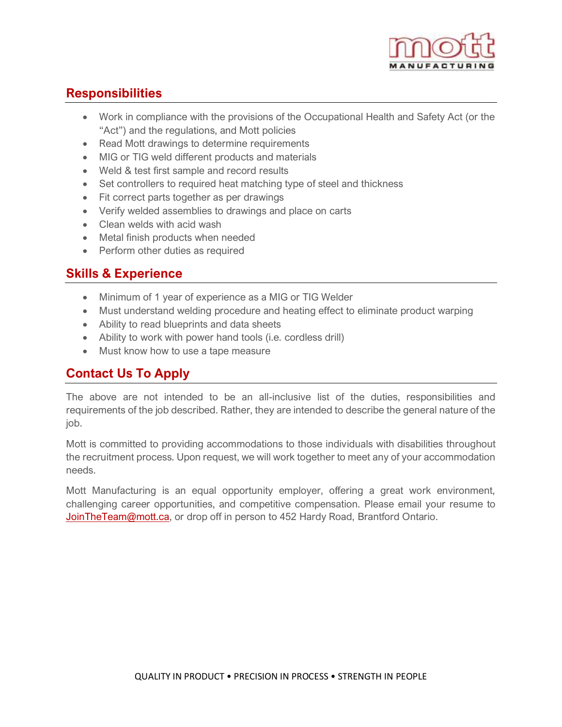## Responsibilities

- Work in compliance with the provisions of the Occupational Health and Safety Act (or the "Act") and the regulations, and Mott policies
- Read Mott drawings to determine requirements
- MIG or TIG weld different products and materials
- Weld & test first sample and record results
- Set controllers to required heat matching type of steel and thickness
- Fit correct parts together as per drawings
- Verify welded assemblies to drawings and place on carts
- Clean welds with acid wash
- Metal finish products when needed
- Perform other duties as required

## Skills & Experience

- Minimum of 1 year of experience as a MIG or TIG Welder
- Must understand welding procedure and heating effect to eliminate product warping
- Ability to read blueprints and data sheets
- Ability to work with power hand tools (i.e. cordless drill)
- Must know how to use a tape measure

## Contact Us To Apply

The above are not intended to be an all-inclusive list of the duties, responsibilities and requirements of the job described. Rather, they are intended to describe the general nature of the job.

Mott is committed to providing accommodations to those individuals with disabilities throughout the recruitment process. Upon request, we will work together to meet any of your accommodation needs.

Mott Manufacturing is an equal opportunity employer, offering a great work environment, challenging career opportunities, and competitive compensation. Please email your resume to JoinTheTeam@mott.ca, or drop off in person to 452 Hardy Road, Brantford Ontario.

QUALITY IN PRODUCT • PRECISION IN PROCESS • STRENGTH IN PEOPLE